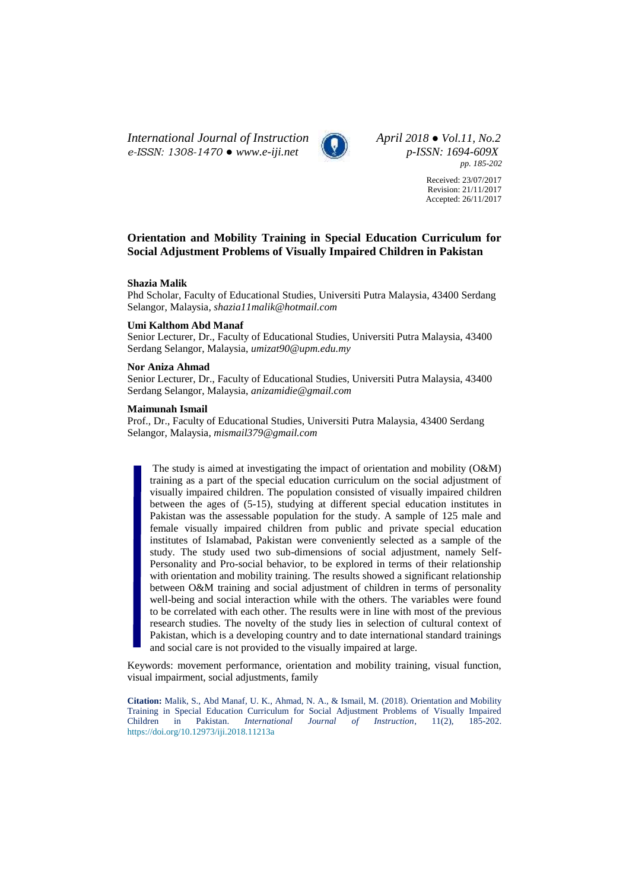*International Journal of Instruction*
*e-ISSN: 1308-1470 ● www.e-iji.net*

*April 2018 ● Vol.11, No.2*
*p-ISSN: 1694-609X*
*pp. 185-202*

Received: 23/07/2017
Revision: 21/11/2017
Accepted: 26/11/2017

# Orientation and Mobility Training in Special Education Curriculum for Social Adjustment Problems of Visually Impaired Children in Pakistan

**Shazia Malik**
Phd Scholar, Faculty of Educational Studies, Universiti Putra Malaysia, 43400 Serdang Selangor, Malaysia, *shazia11malik@hotmail.com*

**Umi Kalthom Abd Manaf**
Senior Lecturer, Dr., Faculty of Educational Studies, Universiti Putra Malaysia, 43400 Serdang Selangor, Malaysia, *umizat90@upm.edu.my*

**Nor Aniza Ahmad**
Senior Lecturer, Dr., Faculty of Educational Studies, Universiti Putra Malaysia, 43400 Serdang Selangor, Malaysia, *anizamidie@gmail.com*

**Maimunah Ismail**
Prof., Dr., Faculty of Educational Studies, Universiti Putra Malaysia, 43400 Serdang Selangor, Malaysia, *mismail379@gmail.com*

The study is aimed at investigating the impact of orientation and mobility (O&M) training as a part of the special education curriculum on the social adjustment of visually impaired children. The population consisted of visually impaired children between the ages of (5-15), studying at different special education institutes in Pakistan was the assessable population for the study. A sample of 125 male and female visually impaired children from public and private special education institutes of Islamabad, Pakistan were conveniently selected as a sample of the study. The study used two sub-dimensions of social adjustment, namely Self-Personality and Pro-social behavior, to be explored in terms of their relationship with orientation and mobility training. The results showed a significant relationship between O&M training and social adjustment of children in terms of personality well-being and social interaction while with the others. The variables were found to be correlated with each other. The results were in line with most of the previous research studies. The novelty of the study lies in selection of cultural context of Pakistan, which is a developing country and to date international standard trainings and social care is not provided to the visually impaired at large.

Keywords: movement performance, orientation and mobility training, visual function, visual impairment, social adjustments, family

**Citation:** Malik, S., Abd Manaf, U. K., Ahmad, N. A., & Ismail, M. (2018). Orientation and Mobility Training in Special Education Curriculum for Social Adjustment Problems of Visually Impaired Children in Pakistan. *International Journal of Instruction*, 11(2), 185-202. https://doi.org/10.12973/iji.2018.11213a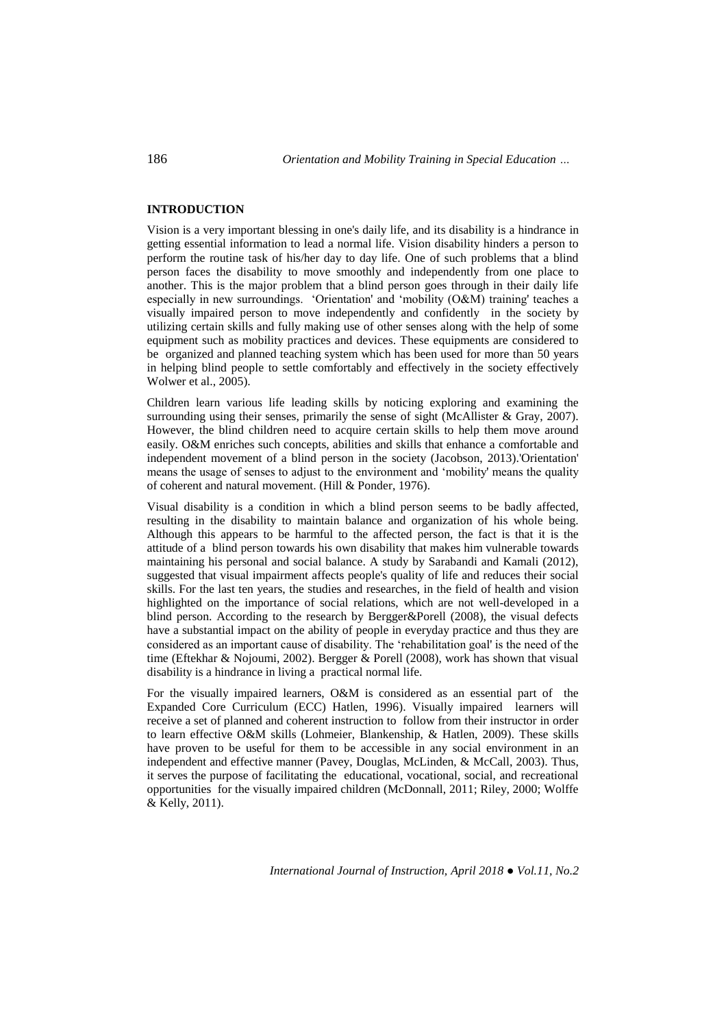## INTRODUCTION

Vision is a very important blessing in one's daily life, and its disability is a hindrance in getting essential information to lead a normal life. Vision disability hinders a person to perform the routine task of his/her day to day life. One of such problems that a blind person faces the disability to move smoothly and independently from one place to another. This is the major problem that a blind person goes through in their daily life especially in new surroundings. 'Orientation' and 'mobility (O&M) training' teaches a visually impaired person to move independently and confidently in the society by utilizing certain skills and fully making use of other senses along with the help of some equipment such as mobility practices and devices. These equipments are considered to be organized and planned teaching system which has been used for more than 50 years in helping blind people to settle comfortably and effectively in the society effectively Wolwer et al., 2005).

Children learn various life leading skills by noticing exploring and examining the surrounding using their senses, primarily the sense of sight (McAllister & Gray, 2007). However, the blind children need to acquire certain skills to help them move around easily. O&M enriches such concepts, abilities and skills that enhance a comfortable and independent movement of a blind person in the society (Jacobson, 2013).'Orientation' means the usage of senses to adjust to the environment and 'mobility' means the quality of coherent and natural movement. (Hill & Ponder, 1976).

Visual disability is a condition in which a blind person seems to be badly affected, resulting in the disability to maintain balance and organization of his whole being. Although this appears to be harmful to the affected person, the fact is that it is the attitude of a blind person towards his own disability that makes him vulnerable towards maintaining his personal and social balance. A study by Sarabandi and Kamali (2012), suggested that visual impairment affects people's quality of life and reduces their social skills. For the last ten years, the studies and researches, in the field of health and vision highlighted on the importance of social relations, which are not well-developed in a blind person. According to the research by Bergger&Porell (2008), the visual defects have a substantial impact on the ability of people in everyday practice and thus they are considered as an important cause of disability. The 'rehabilitation goal' is the need of the time (Eftekhar & Nojoumi, 2002). Bergger & Porell (2008), work has shown that visual disability is a hindrance in living a practical normal life.

For the visually impaired learners, O&M is considered as an essential part of the Expanded Core Curriculum (ECC) Hatlen, 1996). Visually impaired learners will receive a set of planned and coherent instruction to follow from their instructor in order to learn effective O&M skills (Lohmeier, Blankenship, & Hatlen, 2009). These skills have proven to be useful for them to be accessible in any social environment in an independent and effective manner (Pavey, Douglas, McLinden, & McCall, 2003). Thus, it serves the purpose of facilitating the educational, vocational, social, and recreational opportunities for the visually impaired children (McDonnall, 2011; Riley, 2000; Wolffe & Kelly, 2011).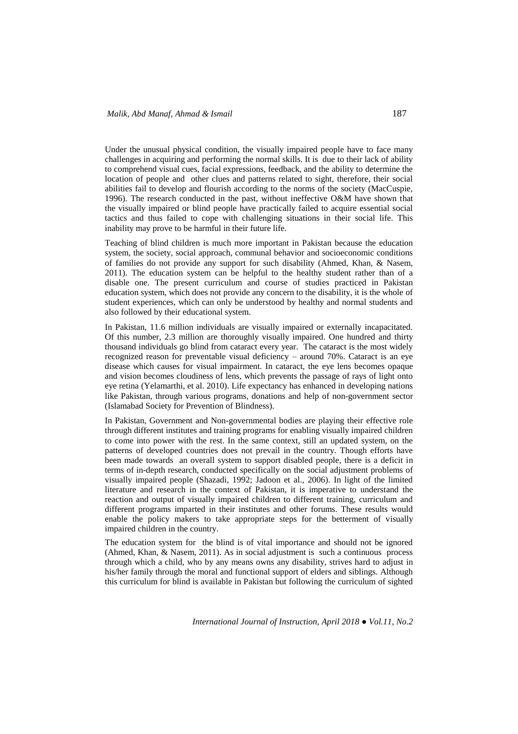Under the unusual physical condition, the visually impaired people have to face many challenges in acquiring and performing the normal skills. It is due to their lack of ability to comprehend visual cues, facial expressions, feedback, and the ability to determine the location of people and other clues and patterns related to sight, therefore, their social abilities fail to develop and flourish according to the norms of the society (MacCuspie, 1996). The research conducted in the past, without ineffective O&M have shown that the visually impaired or blind people have practically failed to acquire essential social tactics and thus failed to cope with challenging situations in their social life. This inability may prove to be harmful in their future life.

Teaching of blind children is much more important in Pakistan because the education system, the society, social approach, communal behavior and socioeconomic conditions of families do not provide any support for such disability (Ahmed, Khan, & Nasem, 2011). The education system can be helpful to the healthy student rather than of a disable one. The present curriculum and course of studies practiced in Pakistan education system, which does not provide any concern to the disability, it is the whole of student experiences, which can only be understood by healthy and normal students and also followed by their educational system.

In Pakistan, 11.6 million individuals are visually impaired or externally incapacitated. Of this number, 2.3 million are thoroughly visually impaired. One hundred and thirty thousand individuals go blind from cataract every year. The cataract is the most widely recognized reason for preventable visual deficiency – around 70%. Cataract is an eye disease which causes for visual impairment. In cataract, the eye lens becomes opaque and vision becomes cloudiness of lens, which prevents the passage of rays of light onto eye retina (Yelamarthi, et al. 2010). Life expectancy has enhanced in developing nations like Pakistan, through various programs, donations and help of non-government sector (Islamabad Society for Prevention of Blindness).

In Pakistan, Government and Non-governmental bodies are playing their effective role through different institutes and training programs for enabling visually impaired children to come into power with the rest. In the same context, still an updated system, on the patterns of developed countries does not prevail in the country. Though efforts have been made towards an overall system to support disabled people, there is a deficit in terms of in-depth research, conducted specifically on the social adjustment problems of visually impaired people (Shazadi, 1992; Jadoon et al., 2006). In light of the limited literature and research in the context of Pakistan, it is imperative to understand the reaction and output of visually impaired children to different training, curriculum and different programs imparted in their institutes and other forums. These results would enable the policy makers to take appropriate steps for the betterment of visually impaired children in the country.

The education system for the blind is of vital importance and should not be ignored (Ahmed, Khan, & Nasem, 2011). As in social adjustment is such a continuous process through which a child, who by any means owns any disability, strives hard to adjust in his/her family through the moral and functional support of elders and siblings. Although this curriculum for blind is available in Pakistan but following the curriculum of sighted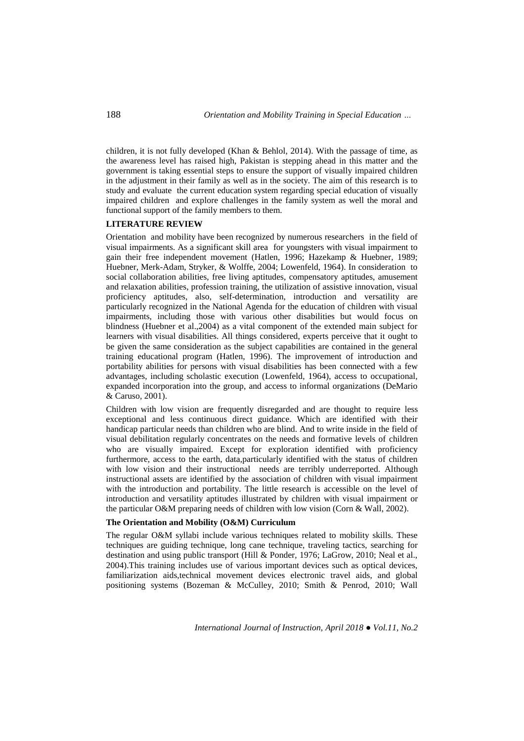children, it is not fully developed (Khan & Behlol, 2014). With the passage of time, as the awareness level has raised high, Pakistan is stepping ahead in this matter and the government is taking essential steps to ensure the support of visually impaired children in the adjustment in their family as well as in the society. The aim of this research is to study and evaluate the current education system regarding special education of visually impaired children and explore challenges in the family system as well the moral and functional support of the family members to them.

## LITERATURE REVIEW

Orientation and mobility have been recognized by numerous researchers in the field of visual impairments. As a significant skill area for youngsters with visual impairment to gain their free independent movement (Hatlen, 1996; Hazekamp & Huebner, 1989; Huebner, Merk-Adam, Stryker, & Wolffe, 2004; Lowenfeld, 1964). In consideration to social collaboration abilities, free living aptitudes, compensatory aptitudes, amusement and relaxation abilities, profession training, the utilization of assistive innovation, visual proficiency aptitudes, also, self-determination, introduction and versatility are particularly recognized in the National Agenda for the education of children with visual impairments, including those with various other disabilities but would focus on blindness (Huebner et al.,2004) as a vital component of the extended main subject for learners with visual disabilities. All things considered, experts perceive that it ought to be given the same consideration as the subject capabilities are contained in the general training educational program (Hatlen, 1996). The improvement of introduction and portability abilities for persons with visual disabilities has been connected with a few advantages, including scholastic execution (Lowenfeld, 1964), access to occupational, expanded incorporation into the group, and access to informal organizations (DeMario & Caruso, 2001).

Children with low vision are frequently disregarded and are thought to require less exceptional and less continuous direct guidance. Which are identified with their handicap particular needs than children who are blind. And to write inside in the field of visual debilitation regularly concentrates on the needs and formative levels of children who are visually impaired. Except for exploration identified with proficiency furthermore, access to the earth, data,particularly identified with the status of children with low vision and their instructional needs are terribly underreported. Although instructional assets are identified by the association of children with visual impairment with the introduction and portability. The little research is accessible on the level of introduction and versatility aptitudes illustrated by children with visual impairment or the particular O&M preparing needs of children with low vision (Corn & Wall, 2002).

### The Orientation and Mobility (O&M) Curriculum

The regular O&M syllabi include various techniques related to mobility skills. These techniques are guiding technique, long cane technique, traveling tactics, searching for destination and using public transport (Hill & Ponder, 1976; LaGrow, 2010; Neal et al., 2004).This training includes use of various important devices such as optical devices, familiarization aids,technical movement devices electronic travel aids, and global positioning systems (Bozeman & McCulley, 2010; Smith & Penrod, 2010; Wall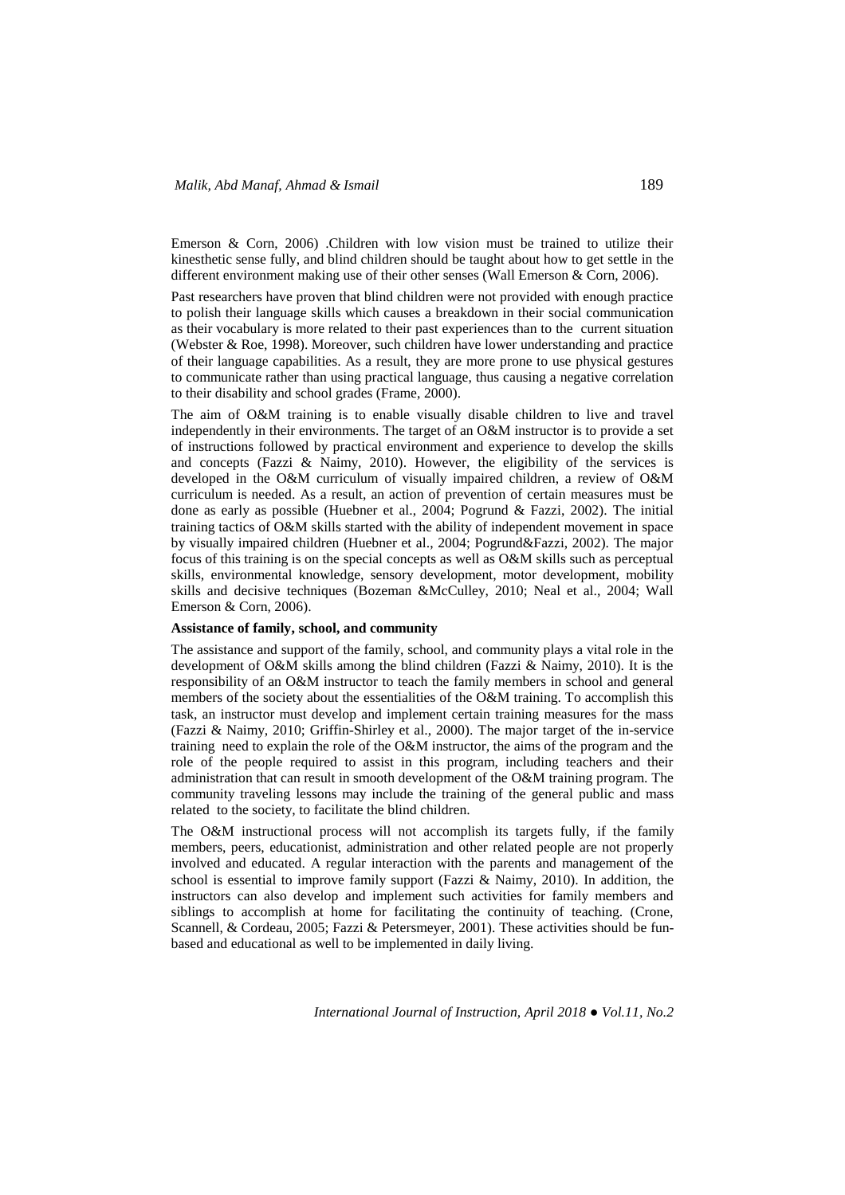Emerson & Corn, 2006) .Children with low vision must be trained to utilize their kinesthetic sense fully, and blind children should be taught about how to get settle in the different environment making use of their other senses (Wall Emerson & Corn, 2006).

Past researchers have proven that blind children were not provided with enough practice to polish their language skills which causes a breakdown in their social communication as their vocabulary is more related to their past experiences than to the current situation (Webster & Roe, 1998). Moreover, such children have lower understanding and practice of their language capabilities. As a result, they are more prone to use physical gestures to communicate rather than using practical language, thus causing a negative correlation to their disability and school grades (Frame, 2000).

The aim of O&M training is to enable visually disable children to live and travel independently in their environments. The target of an O&M instructor is to provide a set of instructions followed by practical environment and experience to develop the skills and concepts (Fazzi & Naimy, 2010). However, the eligibility of the services is developed in the O&M curriculum of visually impaired children, a review of O&M curriculum is needed. As a result, an action of prevention of certain measures must be done as early as possible (Huebner et al., 2004; Pogrund & Fazzi, 2002). The initial training tactics of O&M skills started with the ability of independent movement in space by visually impaired children (Huebner et al., 2004; Pogrund&Fazzi, 2002). The major focus of this training is on the special concepts as well as O&M skills such as perceptual skills, environmental knowledge, sensory development, motor development, mobility skills and decisive techniques (Bozeman &McCulley, 2010; Neal et al., 2004; Wall Emerson & Corn, 2006).

**Assistance of family, school, and community**

The assistance and support of the family, school, and community plays a vital role in the development of O&M skills among the blind children (Fazzi & Naimy, 2010). It is the responsibility of an O&M instructor to teach the family members in school and general members of the society about the essentialities of the O&M training. To accomplish this task, an instructor must develop and implement certain training measures for the mass (Fazzi & Naimy, 2010; Griffin-Shirley et al., 2000). The major target of the in-service training need to explain the role of the O&M instructor, the aims of the program and the role of the people required to assist in this program, including teachers and their administration that can result in smooth development of the O&M training program. The community traveling lessons may include the training of the general public and mass related to the society, to facilitate the blind children.

The O&M instructional process will not accomplish its targets fully, if the family members, peers, educationist, administration and other related people are not properly involved and educated. A regular interaction with the parents and management of the school is essential to improve family support (Fazzi & Naimy, 2010). In addition, the instructors can also develop and implement such activities for family members and siblings to accomplish at home for facilitating the continuity of teaching. (Crone, Scannell, & Cordeau, 2005; Fazzi & Petersmeyer, 2001). These activities should be fun-based and educational as well to be implemented in daily living.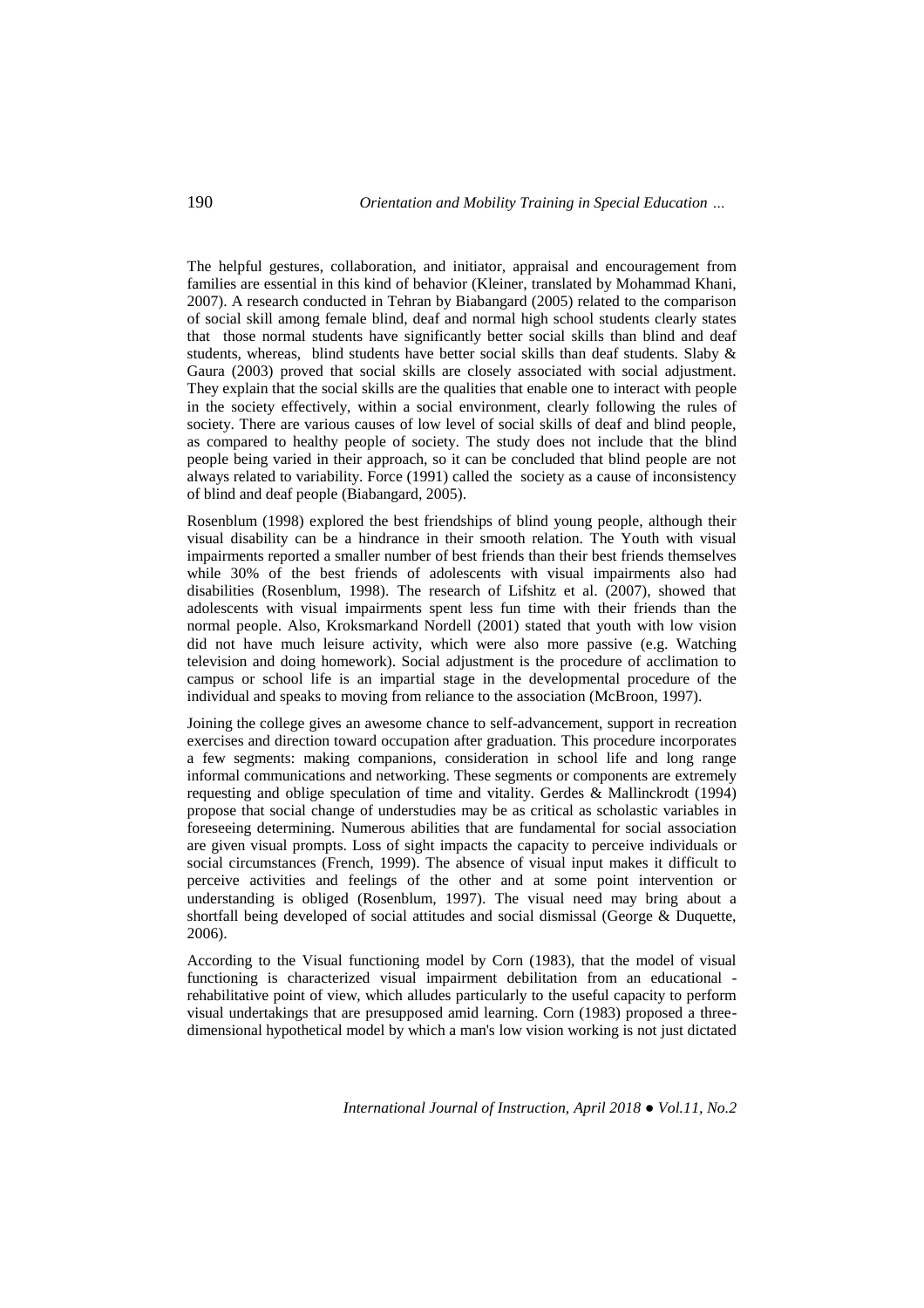The helpful gestures, collaboration, and initiator, appraisal and encouragement from families are essential in this kind of behavior (Kleiner, translated by Mohammad Khani, 2007). A research conducted in Tehran by Biabangard (2005) related to the comparison of social skill among female blind, deaf and normal high school students clearly states that those normal students have significantly better social skills than blind and deaf students, whereas, blind students have better social skills than deaf students. Slaby & Gaura (2003) proved that social skills are closely associated with social adjustment. They explain that the social skills are the qualities that enable one to interact with people in the society effectively, within a social environment, clearly following the rules of society. There are various causes of low level of social skills of deaf and blind people, as compared to healthy people of society. The study does not include that the blind people being varied in their approach, so it can be concluded that blind people are not always related to variability. Force (1991) called the society as a cause of inconsistency of blind and deaf people (Biabangard, 2005).

Rosenblum (1998) explored the best friendships of blind young people, although their visual disability can be a hindrance in their smooth relation. The Youth with visual impairments reported a smaller number of best friends than their best friends themselves while 30% of the best friends of adolescents with visual impairments also had disabilities (Rosenblum, 1998). The research of Lifshitz et al. (2007), showed that adolescents with visual impairments spent less fun time with their friends than the normal people. Also, Kroksmarkand Nordell (2001) stated that youth with low vision did not have much leisure activity, which were also more passive (e.g. Watching television and doing homework). Social adjustment is the procedure of acclimation to campus or school life is an impartial stage in the developmental procedure of the individual and speaks to moving from reliance to the association (McBroon, 1997).

Joining the college gives an awesome chance to self-advancement, support in recreation exercises and direction toward occupation after graduation. This procedure incorporates a few segments: making companions, consideration in school life and long range informal communications and networking. These segments or components are extremely requesting and oblige speculation of time and vitality. Gerdes & Mallinckrodt (1994) propose that social change of understudies may be as critical as scholastic variables in foreseeing determining. Numerous abilities that are fundamental for social association are given visual prompts. Loss of sight impacts the capacity to perceive individuals or social circumstances (French, 1999). The absence of visual input makes it difficult to perceive activities and feelings of the other and at some point intervention or understanding is obliged (Rosenblum, 1997). The visual need may bring about a shortfall being developed of social attitudes and social dismissal (George & Duquette, 2006).

According to the Visual functioning model by Corn (1983), that the model of visual functioning is characterized visual impairment debilitation from an educational - rehabilitative point of view, which alludes particularly to the useful capacity to perform visual undertakings that are presupposed amid learning. Corn (1983) proposed a three-dimensional hypothetical model by which a man's low vision working is not just dictated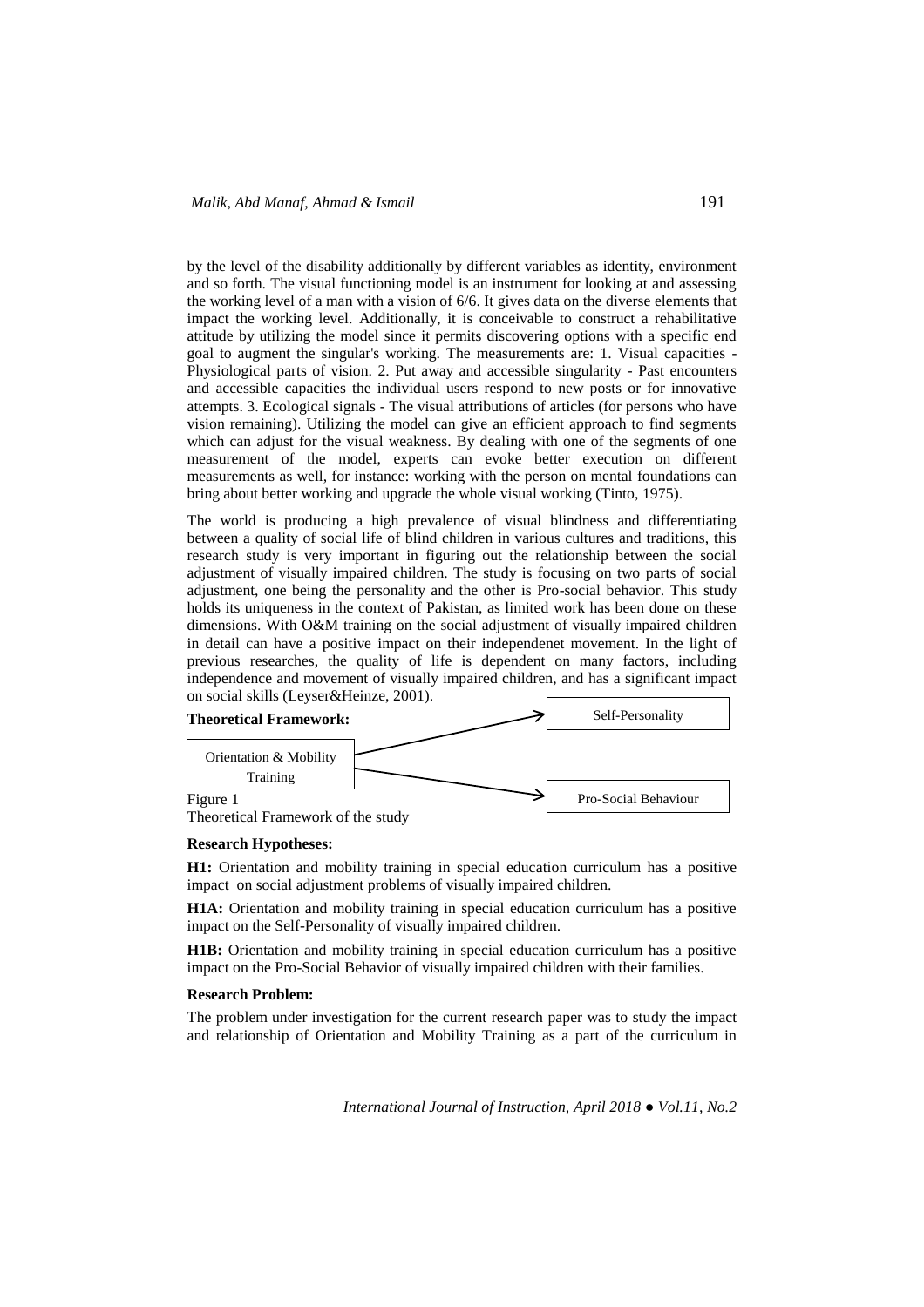by the level of the disability additionally by different variables as identity, environment and so forth. The visual functioning model is an instrument for looking at and assessing the working level of a man with a vision of 6/6. It gives data on the diverse elements that impact the working level. Additionally, it is conceivable to construct a rehabilitative attitude by utilizing the model since it permits discovering options with a specific end goal to augment the singular's working. The measurements are: 1. Visual capacities - Physiological parts of vision. 2. Put away and accessible singularity - Past encounters and accessible capacities the individual users respond to new posts or for innovative attempts. 3. Ecological signals - The visual attributions of articles (for persons who have vision remaining). Utilizing the model can give an efficient approach to find segments which can adjust for the visual weakness. By dealing with one of the segments of one measurement of the model, experts can evoke better execution on different measurements as well, for instance: working with the person on mental foundations can bring about better working and upgrade the whole visual working (Tinto, 1975).

The world is producing a high prevalence of visual blindness and differentiating between a quality of social life of blind children in various cultures and traditions, this research study is very important in figuring out the relationship between the social adjustment of visually impaired children. The study is focusing on two parts of social adjustment, one being the personality and the other is Pro-social behavior. This study holds its uniqueness in the context of Pakistan, as limited work has been done on these dimensions. With O&M training on the social adjustment of visually impaired children in detail can have a positive impact on their independenet movement. In the light of previous researches, the quality of life is dependent on many factors, including independence and movement of visually impaired children, and has a significant impact on social skills (Leyser&Heinze, 2001).

**Theoretical Framework:**

Orientation & Mobility Training → Self-Personality

Orientation & Mobility Training → Pro-Social Behaviour

Figure 1
Theoretical Framework of the study

**Research Hypotheses:**

**H1:** Orientation and mobility training in special education curriculum has a positive impact on social adjustment problems of visually impaired children.

**H1A:** Orientation and mobility training in special education curriculum has a positive impact on the Self-Personality of visually impaired children.

**H1B:** Orientation and mobility training in special education curriculum has a positive impact on the Pro-Social Behavior of visually impaired children with their families.

**Research Problem:**

The problem under investigation for the current research paper was to study the impact and relationship of Orientation and Mobility Training as a part of the curriculum in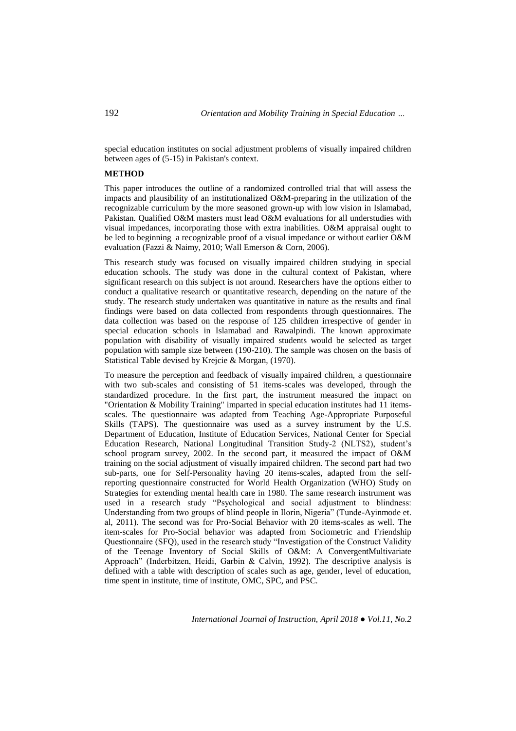special education institutes on social adjustment problems of visually impaired children between ages of (5-15) in Pakistan's context.

**METHOD**

This paper introduces the outline of a randomized controlled trial that will assess the impacts and plausibility of an institutionalized O&M-preparing in the utilization of the recognizable curriculum by the more seasoned grown-up with low vision in Islamabad, Pakistan. Qualified O&M masters must lead O&M evaluations for all understudies with visual impedances, incorporating those with extra inabilities. O&M appraisal ought to be led to beginning a recognizable proof of a visual impedance or without earlier O&M evaluation (Fazzi & Naimy, 2010; Wall Emerson & Corn, 2006).

This research study was focused on visually impaired children studying in special education schools. The study was done in the cultural context of Pakistan, where significant research on this subject is not around. Researchers have the options either to conduct a qualitative research or quantitative research, depending on the nature of the study. The research study undertaken was quantitative in nature as the results and final findings were based on data collected from respondents through questionnaires. The data collection was based on the response of 125 children irrespective of gender in special education schools in Islamabad and Rawalpindi. The known approximate population with disability of visually impaired students would be selected as target population with sample size between (190-210). The sample was chosen on the basis of Statistical Table devised by Krejcie & Morgan, (1970).

To measure the perception and feedback of visually impaired children, a questionnaire with two sub-scales and consisting of 51 items-scales was developed, through the standardized procedure. In the first part, the instrument measured the impact on "Orientation & Mobility Training" imparted in special education institutes had 11 items-scales. The questionnaire was adapted from Teaching Age-Appropriate Purposeful Skills (TAPS). The questionnaire was used as a survey instrument by the U.S. Department of Education, Institute of Education Services, National Center for Special Education Research, National Longitudinal Transition Study-2 (NLTS2), student's school program survey, 2002. In the second part, it measured the impact of O&M training on the social adjustment of visually impaired children. The second part had two sub-parts, one for Self-Personality having 20 items-scales, adapted from the self-reporting questionnaire constructed for World Health Organization (WHO) Study on Strategies for extending mental health care in 1980. The same research instrument was used in a research study "Psychological and social adjustment to blindness: Understanding from two groups of blind people in Ilorin, Nigeria" (Tunde-Ayinmode et. al, 2011). The second was for Pro-Social Behavior with 20 items-scales as well. The item-scales for Pro-Social behavior was adapted from Sociometric and Friendship Questionnaire (SFQ), used in the research study "Investigation of the Construct Validity of the Teenage Inventory of Social Skills of O&M: A ConvergentMultivariate Approach" (Inderbitzen, Heidi, Garbin & Calvin, 1992). The descriptive analysis is defined with a table with description of scales such as age, gender, level of education, time spent in institute, time of institute, OMC, SPC, and PSC.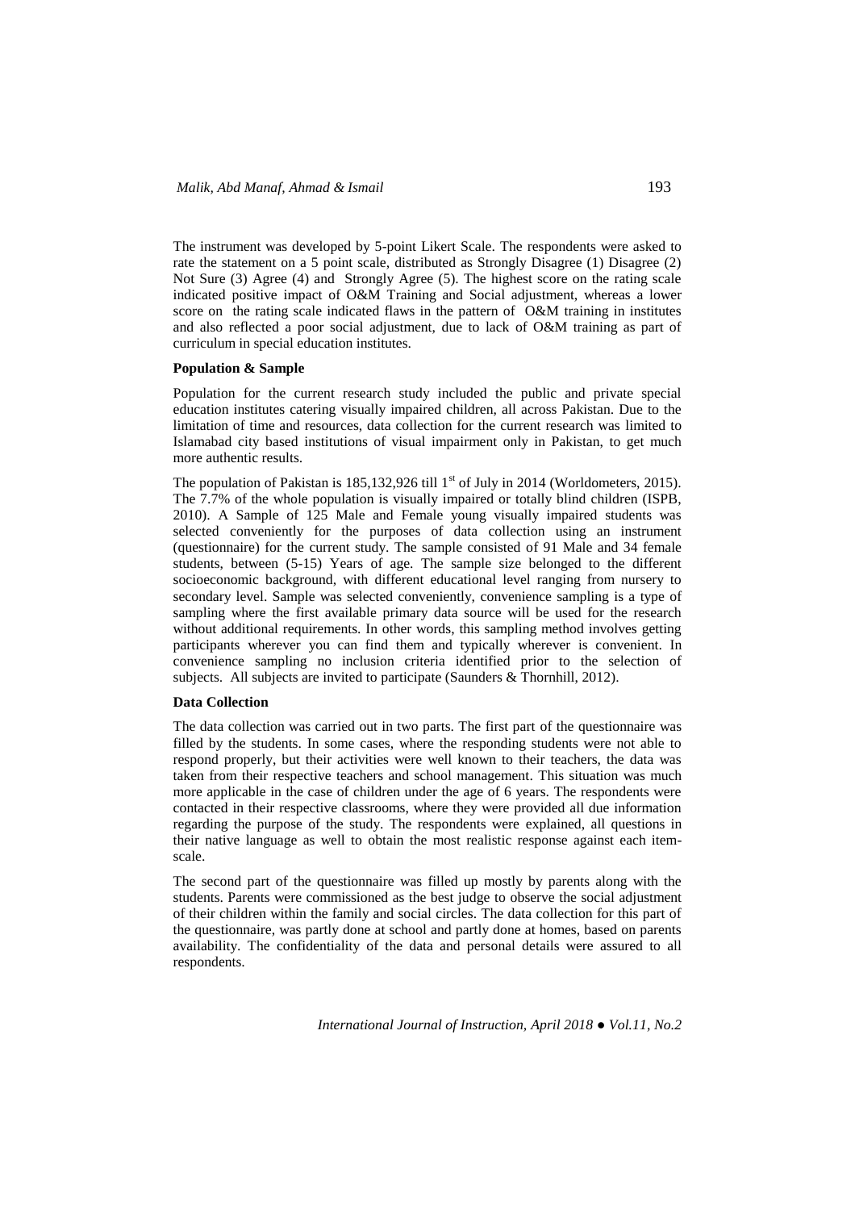The instrument was developed by 5-point Likert Scale. The respondents were asked to rate the statement on a 5 point scale, distributed as Strongly Disagree (1) Disagree (2) Not Sure (3) Agree (4) and Strongly Agree (5). The highest score on the rating scale indicated positive impact of O&M Training and Social adjustment, whereas a lower score on the rating scale indicated flaws in the pattern of O&M training in institutes and also reflected a poor social adjustment, due to lack of O&M training as part of curriculum in special education institutes.

**Population & Sample**

Population for the current research study included the public and private special education institutes catering visually impaired children, all across Pakistan. Due to the limitation of time and resources, data collection for the current research was limited to Islamabad city based institutions of visual impairment only in Pakistan, to get much more authentic results.

The population of Pakistan is 185,132,926 till 1st of July in 2014 (Worldometers, 2015). The 7.7% of the whole population is visually impaired or totally blind children (ISPB, 2010). A Sample of 125 Male and Female young visually impaired students was selected conveniently for the purposes of data collection using an instrument (questionnaire) for the current study. The sample consisted of 91 Male and 34 female students, between (5-15) Years of age. The sample size belonged to the different socioeconomic background, with different educational level ranging from nursery to secondary level. Sample was selected conveniently, convenience sampling is a type of sampling where the first available primary data source will be used for the research without additional requirements. In other words, this sampling method involves getting participants wherever you can find them and typically wherever is convenient. In convenience sampling no inclusion criteria identified prior to the selection of subjects. All subjects are invited to participate (Saunders & Thornhill, 2012).

**Data Collection**

The data collection was carried out in two parts. The first part of the questionnaire was filled by the students. In some cases, where the responding students were not able to respond properly, but their activities were well known to their teachers, the data was taken from their respective teachers and school management. This situation was much more applicable in the case of children under the age of 6 years. The respondents were contacted in their respective classrooms, where they were provided all due information regarding the purpose of the study. The respondents were explained, all questions in their native language as well to obtain the most realistic response against each item-scale.

The second part of the questionnaire was filled up mostly by parents along with the students. Parents were commissioned as the best judge to observe the social adjustment of their children within the family and social circles. The data collection for this part of the questionnaire, was partly done at school and partly done at homes, based on parents availability. The confidentiality of the data and personal details were assured to all respondents.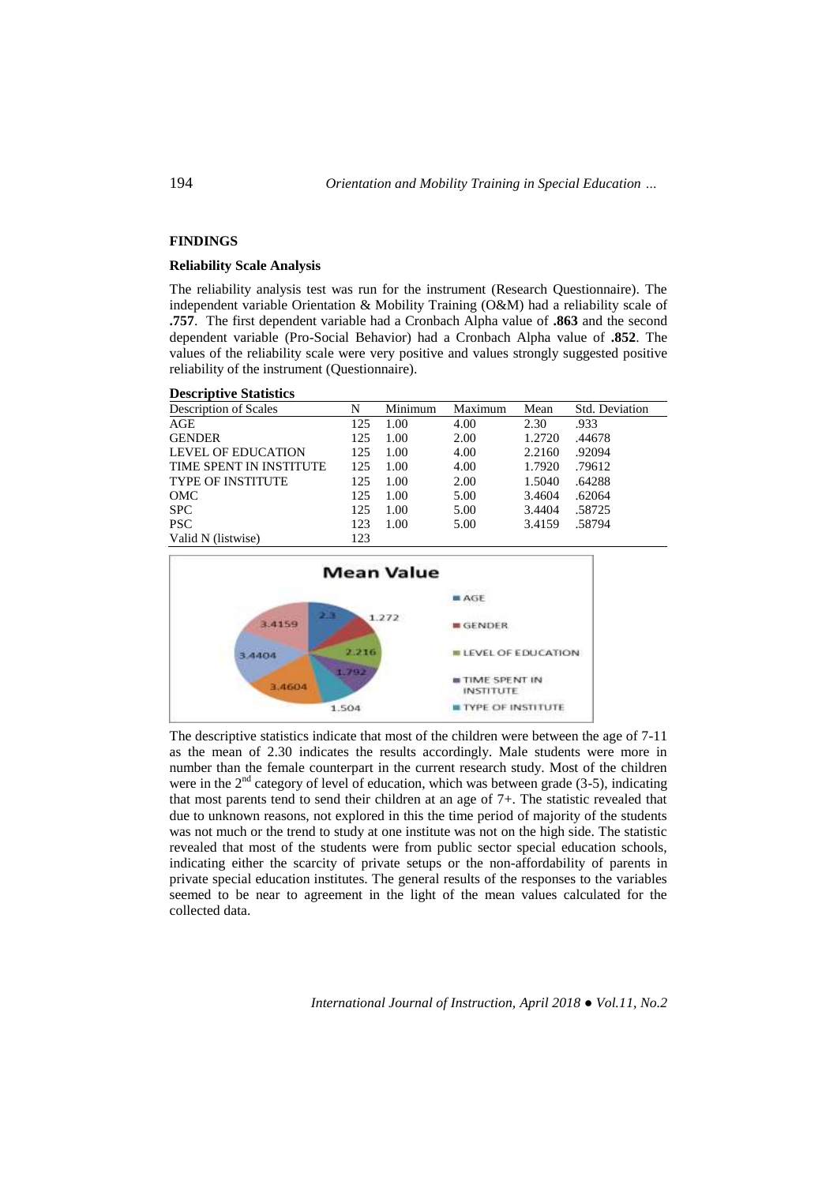## FINDINGS

### Reliability Scale Analysis

The reliability analysis test was run for the instrument (Research Questionnaire). The independent variable Orientation & Mobility Training (O&M) had a reliability scale of **.757**. The first dependent variable had a Cronbach Alpha value of **.863** and the second dependent variable (Pro-Social Behavior) had a Cronbach Alpha value of **.852**. The values of the reliability scale were very positive and values strongly suggested positive reliability of the instrument (Questionnaire).

**Descriptive Statistics**

| Description of Scales | N | Minimum | Maximum | Mean | Std. Deviation |
|---|---|---|---|---|---|
| AGE | 125 | 1.00 | 4.00 | 2.30 | .933 |
| GENDER | 125 | 1.00 | 2.00 | 1.2720 | .44678 |
| LEVEL OF EDUCATION | 125 | 1.00 | 4.00 | 2.2160 | .92094 |
| TIME SPENT IN INSTITUTE | 125 | 1.00 | 4.00 | 1.7920 | .79612 |
| TYPE OF INSTITUTE | 125 | 1.00 | 2.00 | 1.5040 | .64288 |
| OMC | 125 | 1.00 | 5.00 | 3.4604 | .62064 |
| SPC | 125 | 1.00 | 5.00 | 3.4404 | .58725 |
| PSC | 123 | 1.00 | 5.00 | 3.4159 | .58794 |
| Valid N (listwise) | 123 | | | | |

Mean Value

2.3
1.272
2.216
1.792
1.504
3.4604
3.4404
3.4159

AGE
GENDER
LEVEL OF EDUCATION
TIME SPENT IN INSTITUTE
TYPE OF INSTITUTE

The descriptive statistics indicate that most of the children were between the age of 7-11 as the mean of 2.30 indicates the results accordingly. Male students were more in number than the female counterpart in the current research study. Most of the children were in the 2nd category of level of education, which was between grade (3-5), indicating that most parents tend to send their children at an age of 7+. The statistic revealed that due to unknown reasons, not explored in this the time period of majority of the students was not much or the trend to study at one institute was not on the high side. The statistic revealed that most of the students were from public sector special education schools, indicating either the scarcity of private setups or the non-affordability of parents in private special education institutes. The general results of the responses to the variables seemed to be near to agreement in the light of the mean values calculated for the collected data.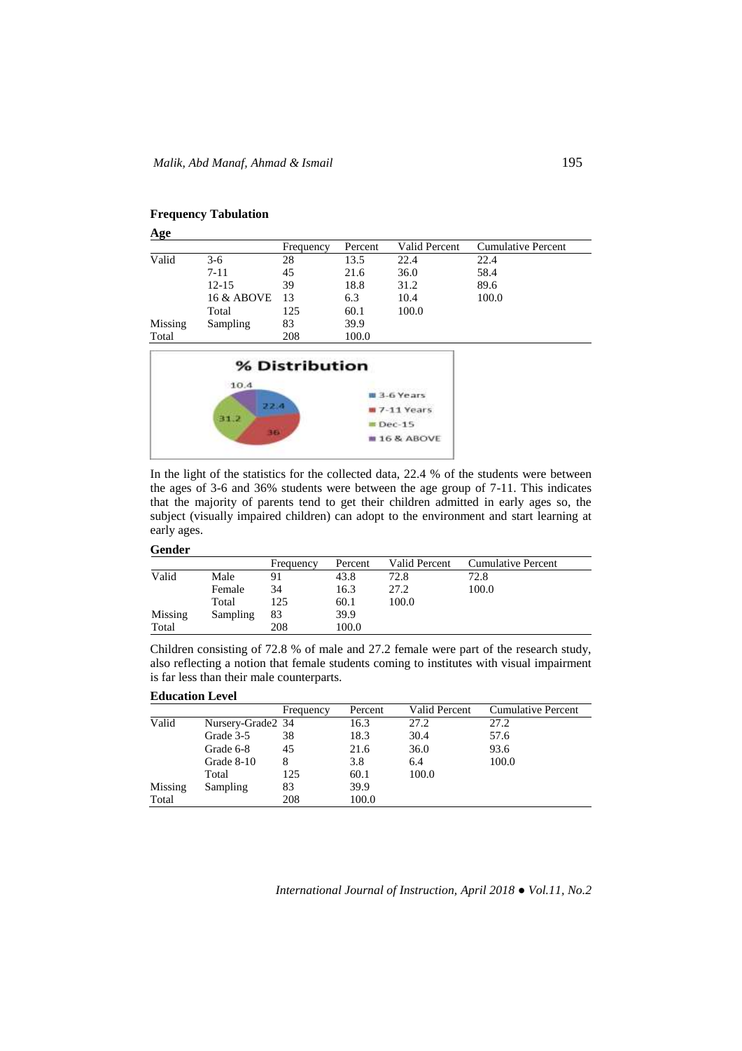**Frequency Tabulation**

**Age**

| | | Frequency | Percent | Valid Percent | Cumulative Percent |
|---|---|---|---|---|---|
| Valid | 3-6 | 28 | 13.5 | 22.4 | 22.4 |
| | 7-11 | 45 | 21.6 | 36.0 | 58.4 |
| | 12-15 | 39 | 18.8 | 31.2 | 89.6 |
| | 16 & ABOVE | 13 | 6.3 | 10.4 | 100.0 |
| | Total | 125 | 60.1 | 100.0 | |
| Missing | Sampling | 83 | 39.9 | | |
| Total | | 208 | 100.0 | | |

% Distribution

10.4
22.4
31.2
36

3-6 Years
7-11 Years
Dec-15
16 & ABOVE

In the light of the statistics for the collected data, 22.4 % of the students were between the ages of 3-6 and 36% students were between the age group of 7-11. This indicates that the majority of parents tend to get their children admitted in early ages so, the subject (visually impaired children) can adopt to the environment and start learning at early ages.

**Gender**

| | | Frequency | Percent | Valid Percent | Cumulative Percent |
|---|---|---|---|---|---|
| Valid | Male | 91 | 43.8 | 72.8 | 72.8 |
| | Female | 34 | 16.3 | 27.2 | 100.0 |
| | Total | 125 | 60.1 | 100.0 | |
| Missing | Sampling | 83 | 39.9 | | |
| Total | | 208 | 100.0 | | |

Children consisting of 72.8 % of male and 27.2 female were part of the research study, also reflecting a notion that female students coming to institutes with visual impairment is far less than their male counterparts.

**Education Level**

| | | Frequency | Percent | Valid Percent | Cumulative Percent |
|---|---|---|---|---|---|
| Valid | Nursery-Grade2 | 34 | 16.3 | 27.2 | 27.2 |
| | Grade 3-5 | 38 | 18.3 | 30.4 | 57.6 |
| | Grade 6-8 | 45 | 21.6 | 36.0 | 93.6 |
| | Grade 8-10 | 8 | 3.8 | 6.4 | 100.0 |
| | Total | 125 | 60.1 | 100.0 | |
| Missing | Sampling | 83 | 39.9 | | |
| Total | | 208 | 100.0 | | |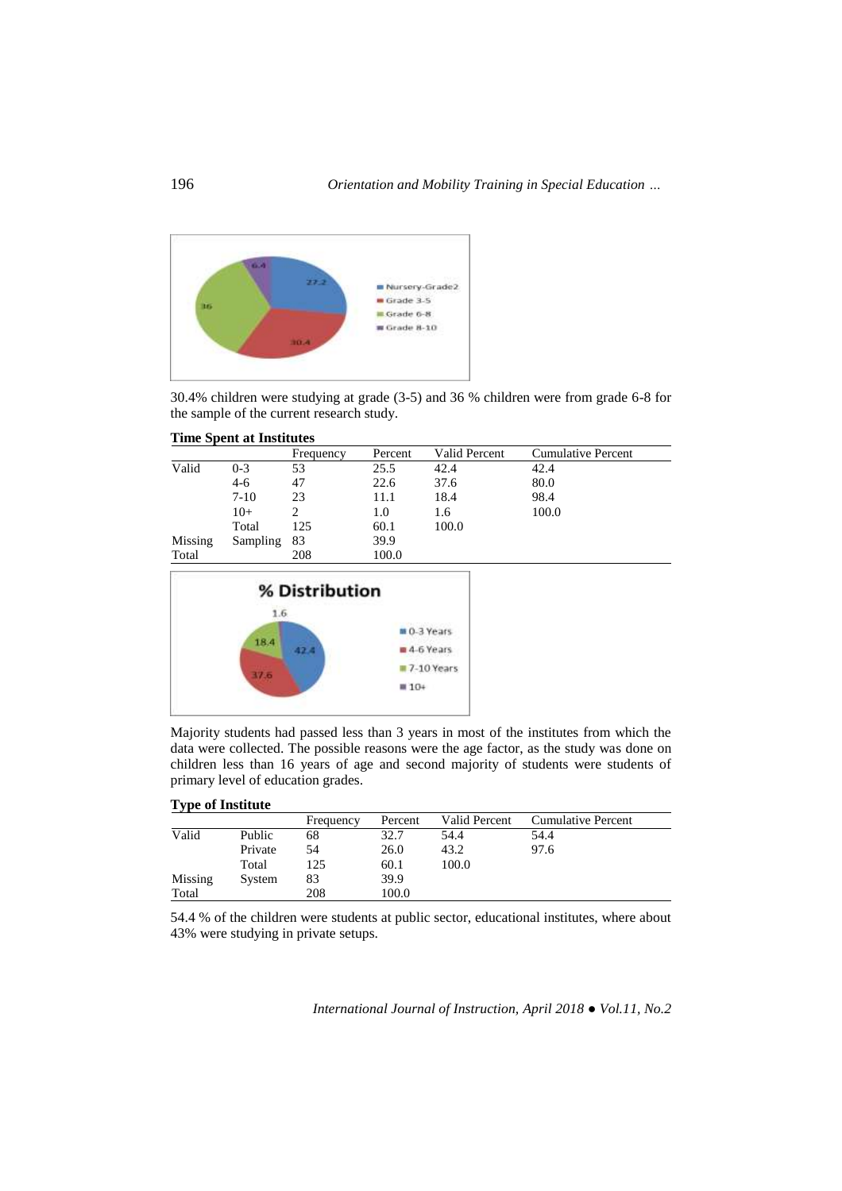6.4

27.2

36

30.4

Nursery-Grade2

Grade 3-5

Grade 6-8

Grade 8-10

30.4% children were studying at grade (3-5) and 36 % children were from grade 6-8 for the sample of the current research study.

**Time Spent at Institutes**

| | | Frequency | Percent | Valid Percent | Cumulative Percent |
|---|---|---|---|---|---|
| Valid | 0-3 | 53 | 25.5 | 42.4 | 42.4 |
| | 4-6 | 47 | 22.6 | 37.6 | 80.0 |
| | 7-10 | 23 | 11.1 | 18.4 | 98.4 |
| | 10+ | 2 | 1.0 | 1.6 | 100.0 |
| | Total | 125 | 60.1 | 100.0 | |
| Missing | Sampling | 83 | 39.9 | | |
| Total | | 208 | 100.0 | | |

% Distribution

1.6

18.4

42.4

37.6

0-3 Years

4-6 Years

7-10 Years

10+

Majority students had passed less than 3 years in most of the institutes from which the data were collected. The possible reasons were the age factor, as the study was done on children less than 16 years of age and second majority of students were students of primary level of education grades.

**Type of Institute**

| | | Frequency | Percent | Valid Percent | Cumulative Percent |
|---|---|---|---|---|---|
| Valid | Public | 68 | 32.7 | 54.4 | 54.4 |
| | Private | 54 | 26.0 | 43.2 | 97.6 |
| | Total | 125 | 60.1 | 100.0 | |
| Missing | System | 83 | 39.9 | | |
| Total | | 208 | 100.0 | | |

54.4 % of the children were students at public sector, educational institutes, where about 43% were studying in private setups.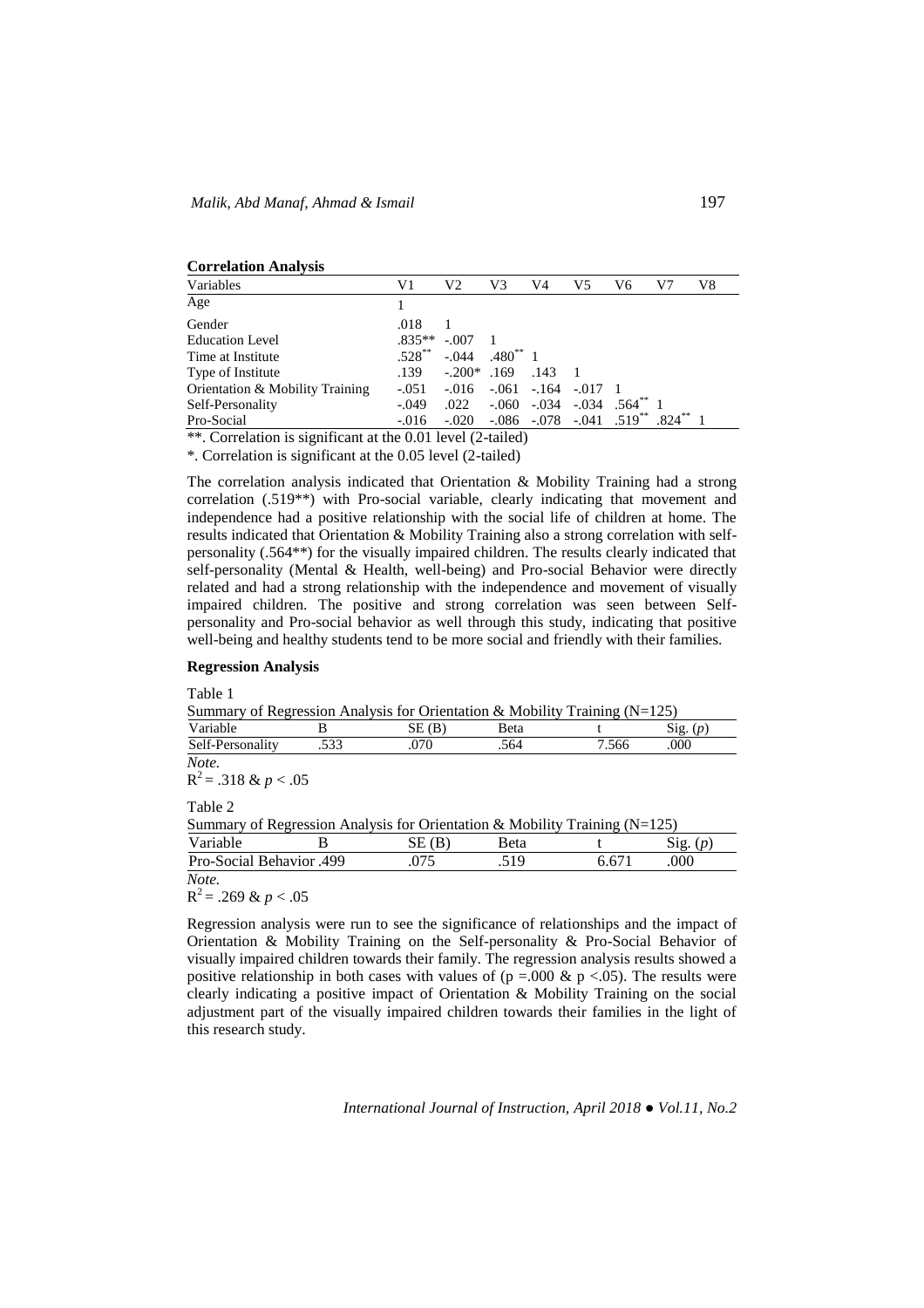**Correlation Analysis**

| Variables | V1 | V2 | V3 | V4 | V5 | V6 | V7 | V8 |
|---|---|---|---|---|---|---|---|---|
| Age | 1 | | | | | | | |
| Gender | .018 | 1 | | | | | | |
| Education Level | .835** | -.007 | 1 | | | | | |
| Time at Institute | .528** | -.044 | .480** | 1 | | | | |
| Type of Institute | .139 | -.200* | .169 | .143 | 1 | | | |
| Orientation & Mobility Training | -.051 | -.016 | -.061 | -.164 | -.017 | 1 | | |
| Self-Personality | -.049 | .022 | -.060 | -.034 | -.034 | .564** | 1 | |
| Pro-Social | -.016 | -.020 | -.086 | -.078 | -.041 | .519** | .824** | 1 |

**. Correlation is significant at the 0.01 level (2-tailed)

*. Correlation is significant at the 0.05 level (2-tailed)

The correlation analysis indicated that Orientation & Mobility Training had a strong correlation (.519**) with Pro-social variable, clearly indicating that movement and independence had a positive relationship with the social life of children at home. The results indicated that Orientation & Mobility Training also a strong correlation with self-personality (.564**) for the visually impaired children. The results clearly indicated that self-personality (Mental & Health, well-being) and Pro-social Behavior were directly related and had a strong relationship with the independence and movement of visually impaired children. The positive and strong correlation was seen between Self-personality and Pro-social behavior as well through this study, indicating that positive well-being and healthy students tend to be more social and friendly with their families.

**Regression Analysis**

Table 1

Summary of Regression Analysis for Orientation & Mobility Training (N=125)

| Variable | B | SE (B) | Beta | t | Sig. (*p*) |
|---|---|---|---|---|---|
| Self-Personality | .533 | .070 | .564 | 7.566 | .000 |

*Note.*
$R^2 = .318$ & $p < .05$

Table 2

Summary of Regression Analysis for Orientation & Mobility Training (N=125)

| Variable | B | SE (B) | Beta | t | Sig. (*p*) |
|---|---|---|---|---|---|
| Pro-Social Behavior | .499 | .075 | .519 | 6.671 | .000 |

*Note.*
$R^2 = .269$ & $p < .05$

Regression analysis were run to see the significance of relationships and the impact of Orientation & Mobility Training on the Self-personality & Pro-Social Behavior of visually impaired children towards their family. The regression analysis results showed a positive relationship in both cases with values of ($p = .000$ & $p < .05$). The results were clearly indicating a positive impact of Orientation & Mobility Training on the social adjustment part of the visually impaired children towards their families in the light of this research study.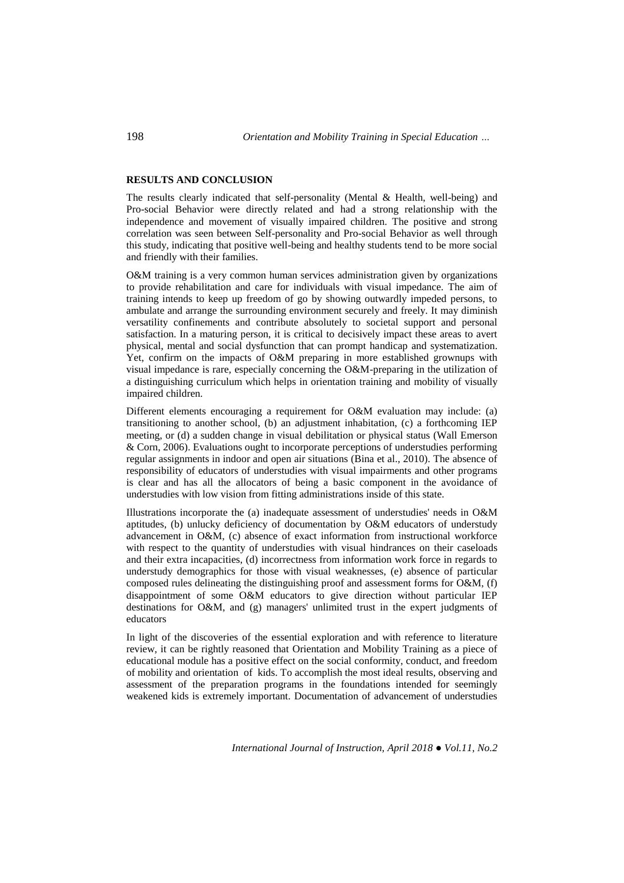**RESULTS AND CONCLUSION**

The results clearly indicated that self-personality (Mental & Health, well-being) and Pro-social Behavior were directly related and had a strong relationship with the independence and movement of visually impaired children. The positive and strong correlation was seen between Self-personality and Pro-social Behavior as well through this study, indicating that positive well-being and healthy students tend to be more social and friendly with their families.

O&M training is a very common human services administration given by organizations to provide rehabilitation and care for individuals with visual impedance. The aim of training intends to keep up freedom of go by showing outwardly impeded persons, to ambulate and arrange the surrounding environment securely and freely. It may diminish versatility confinements and contribute absolutely to societal support and personal satisfaction. In a maturing person, it is critical to decisively impact these areas to avert physical, mental and social dysfunction that can prompt handicap and systematization. Yet, confirm on the impacts of O&M preparing in more established grownups with visual impedance is rare, especially concerning the O&M-preparing in the utilization of a distinguishing curriculum which helps in orientation training and mobility of visually impaired children.

Different elements encouraging a requirement for O&M evaluation may include: (a) transitioning to another school, (b) an adjustment inhabitation, (c) a forthcoming IEP meeting, or (d) a sudden change in visual debilitation or physical status (Wall Emerson & Corn, 2006). Evaluations ought to incorporate perceptions of understudies performing regular assignments in indoor and open air situations (Bina et al., 2010). The absence of responsibility of educators of understudies with visual impairments and other programs is clear and has all the allocators of being a basic component in the avoidance of understudies with low vision from fitting administrations inside of this state.

Illustrations incorporate the (a) inadequate assessment of understudies' needs in O&M aptitudes, (b) unlucky deficiency of documentation by O&M educators of understudy advancement in O&M, (c) absence of exact information from instructional workforce with respect to the quantity of understudies with visual hindrances on their caseloads and their extra incapacities, (d) incorrectness from information work force in regards to understudy demographics for those with visual weaknesses, (e) absence of particular composed rules delineating the distinguishing proof and assessment forms for O&M, (f) disappointment of some O&M educators to give direction without particular IEP destinations for O&M, and (g) managers' unlimited trust in the expert judgments of educators

In light of the discoveries of the essential exploration and with reference to literature review, it can be rightly reasoned that Orientation and Mobility Training as a piece of educational module has a positive effect on the social conformity, conduct, and freedom of mobility and orientation of kids. To accomplish the most ideal results, observing and assessment of the preparation programs in the foundations intended for seemingly weakened kids is extremely important. Documentation of advancement of understudies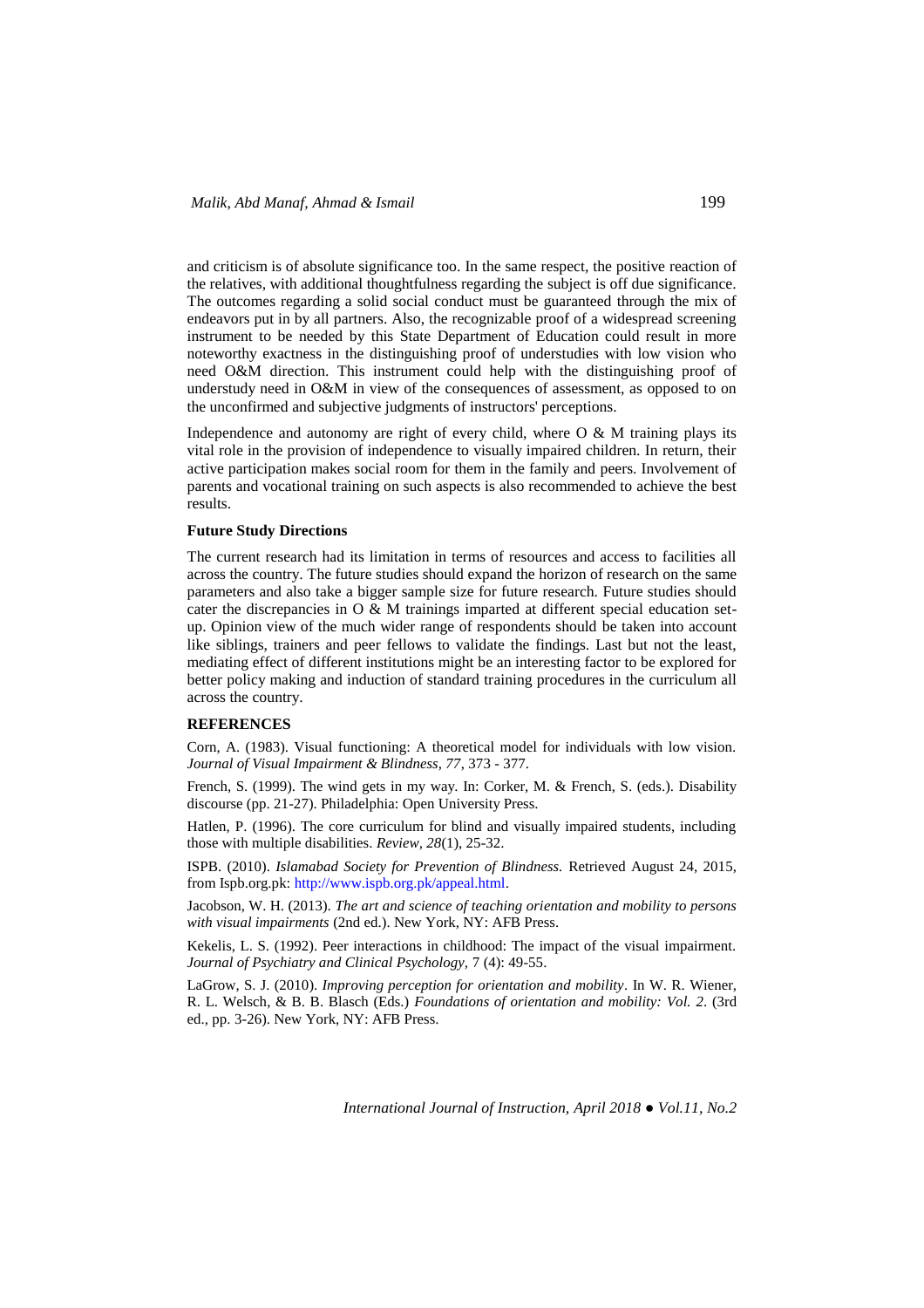and criticism is of absolute significance too. In the same respect, the positive reaction of the relatives, with additional thoughtfulness regarding the subject is off due significance. The outcomes regarding a solid social conduct must be guaranteed through the mix of endeavors put in by all partners. Also, the recognizable proof of a widespread screening instrument to be needed by this State Department of Education could result in more noteworthy exactness in the distinguishing proof of understudies with low vision who need O&M direction. This instrument could help with the distinguishing proof of understudy need in O&M in view of the consequences of assessment, as opposed to on the unconfirmed and subjective judgments of instructors' perceptions.

Independence and autonomy are right of every child, where O & M training plays its vital role in the provision of independence to visually impaired children. In return, their active participation makes social room for them in the family and peers. Involvement of parents and vocational training on such aspects is also recommended to achieve the best results.

**Future Study Directions**

The current research had its limitation in terms of resources and access to facilities all across the country. The future studies should expand the horizon of research on the same parameters and also take a bigger sample size for future research. Future studies should cater the discrepancies in O & M trainings imparted at different special education set-up. Opinion view of the much wider range of respondents should be taken into account like siblings, trainers and peer fellows to validate the findings. Last but not the least, mediating effect of different institutions might be an interesting factor to be explored for better policy making and induction of standard training procedures in the curriculum all across the country.

## REFERENCES

Corn, A. (1983). Visual functioning: A theoretical model for individuals with low vision. *Journal of Visual Impairment & Blindness, 77*, 373 - 377.

French, S. (1999). The wind gets in my way. In: Corker, M. & French, S. (eds.). Disability discourse (pp. 21-27). Philadelphia: Open University Press.

Hatlen, P. (1996). The core curriculum for blind and visually impaired students, including those with multiple disabilities. *Review, 28*(1), 25-32.

ISPB. (2010). *Islamabad Society for Prevention of Blindness.* Retrieved August 24, 2015, from Ispb.org.pk: http://www.ispb.org.pk/appeal.html.

Jacobson, W. H. (2013). *The art and science of teaching orientation and mobility to persons with visual impairments* (2nd ed.). New York, NY: AFB Press.

Kekelis, L. S. (1992). Peer interactions in childhood: The impact of the visual impairment. *Journal of Psychiatry and Clinical Psychology,* 7 (4): 49-55.

LaGrow, S. J. (2010). *Improving perception for orientation and mobility*. In W. R. Wiener, R. L. Welsch, & B. B. Blasch (Eds.) *Foundations of orientation and mobility: Vol. 2*. (3rd ed., pp. 3-26). New York, NY: AFB Press.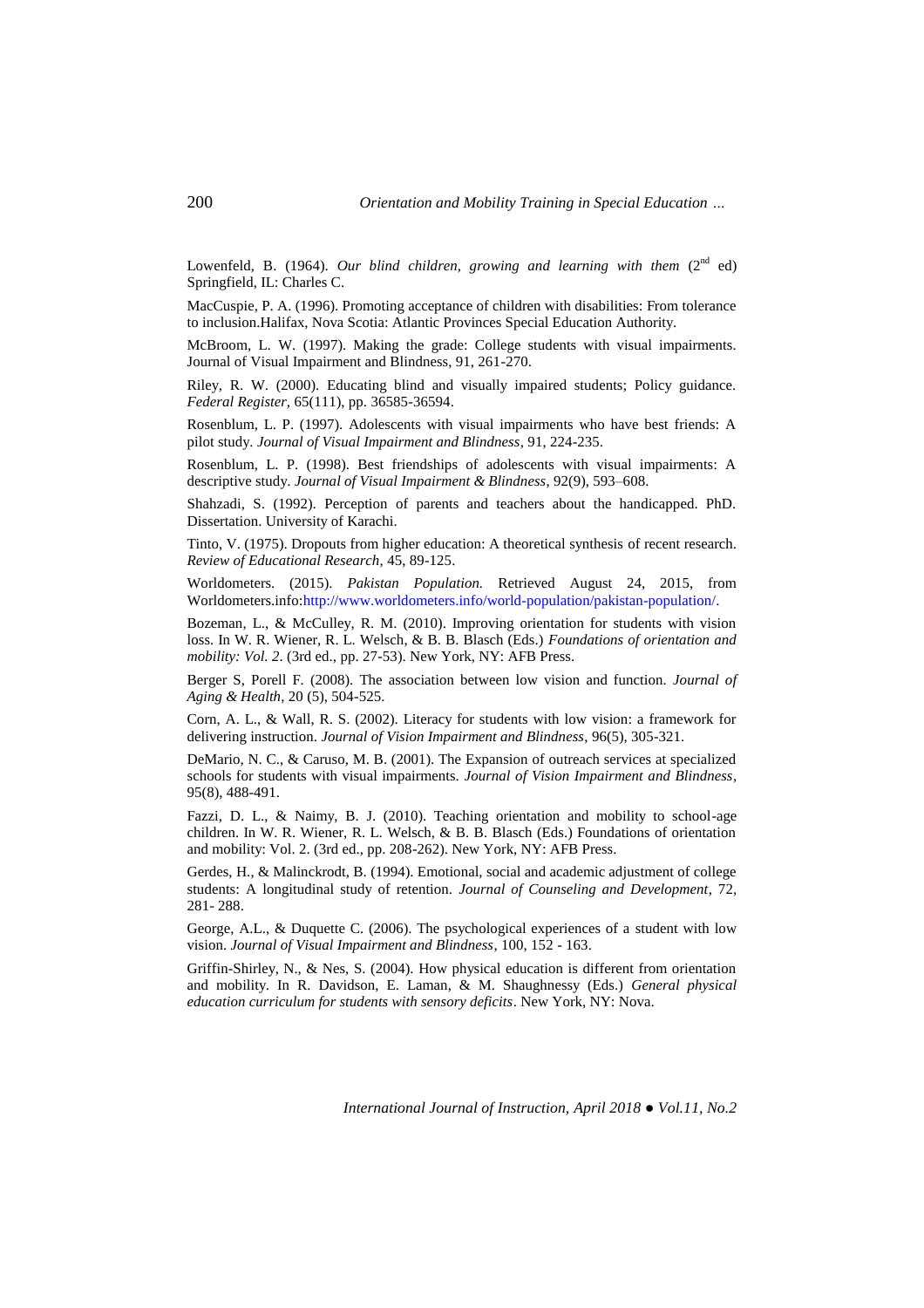Lowenfeld, B. (1964). *Our blind children, growing and learning with them* (2nd ed) Springfield, IL: Charles C.

MacCuspie, P. A. (1996). Promoting acceptance of children with disabilities: From tolerance to inclusion.Halifax, Nova Scotia: Atlantic Provinces Special Education Authority.

McBroom, L. W. (1997). Making the grade: College students with visual impairments. Journal of Visual Impairment and Blindness, 91, 261-270.

Riley, R. W. (2000). Educating blind and visually impaired students; Policy guidance. *Federal Register,* 65(111), pp. 36585-36594.

Rosenblum, L. P. (1997). Adolescents with visual impairments who have best friends: A pilot study. *Journal of Visual Impairment and Blindness,* 91, 224-235.

Rosenblum, L. P. (1998). Best friendships of adolescents with visual impairments: A descriptive study. *Journal of Visual Impairment & Blindness,* 92(9), 593–608.

Shahzadi, S. (1992). Perception of parents and teachers about the handicapped. PhD. Dissertation. University of Karachi.

Tinto, V. (1975). Dropouts from higher education: A theoretical synthesis of recent research. *Review of Educational Research,* 45, 89-125.

Worldometers. (2015). *Pakistan Population.* Retrieved August 24, 2015, from Worldometers.info:http://www.worldometers.info/world-population/pakistan-population/.

Bozeman, L., & McCulley, R. M. (2010). Improving orientation for students with vision loss. In W. R. Wiener, R. L. Welsch, & B. B. Blasch (Eds.) *Foundations of orientation and mobility: Vol. 2*. (3rd ed., pp. 27-53). New York, NY: AFB Press.

Berger S, Porell F. (2008). The association between low vision and function. *Journal of Aging & Health,* 20 (5), 504-525.

Corn, A. L., & Wall, R. S. (2002). Literacy for students with low vision: a framework for delivering instruction. *Journal of Vision Impairment and Blindness*, 96(5), 305-321.

DeMario, N. C., & Caruso, M. B. (2001). The Expansion of outreach services at specialized schools for students with visual impairments. *Journal of Vision Impairment and Blindness*, 95(8), 488-491.

Fazzi, D. L., & Naimy, B. J. (2010). Teaching orientation and mobility to school-age children. In W. R. Wiener, R. L. Welsch, & B. B. Blasch (Eds.) Foundations of orientation and mobility: Vol. 2. (3rd ed., pp. 208-262). New York, NY: AFB Press.

Gerdes, H., & Malinckrodt, B. (1994). Emotional, social and academic adjustment of college students: A longitudinal study of retention. *Journal of Counseling and Development*, 72, 281- 288.

George, A.L., & Duquette C. (2006). The psychological experiences of a student with low vision. *Journal of Visual Impairment and Blindness*, 100, 152 - 163.

Griffin-Shirley, N., & Nes, S. (2004). How physical education is different from orientation and mobility. In R. Davidson, E. Laman, & M. Shaughnessy (Eds.) *General physical education curriculum for students with sensory deficits*. New York, NY: Nova.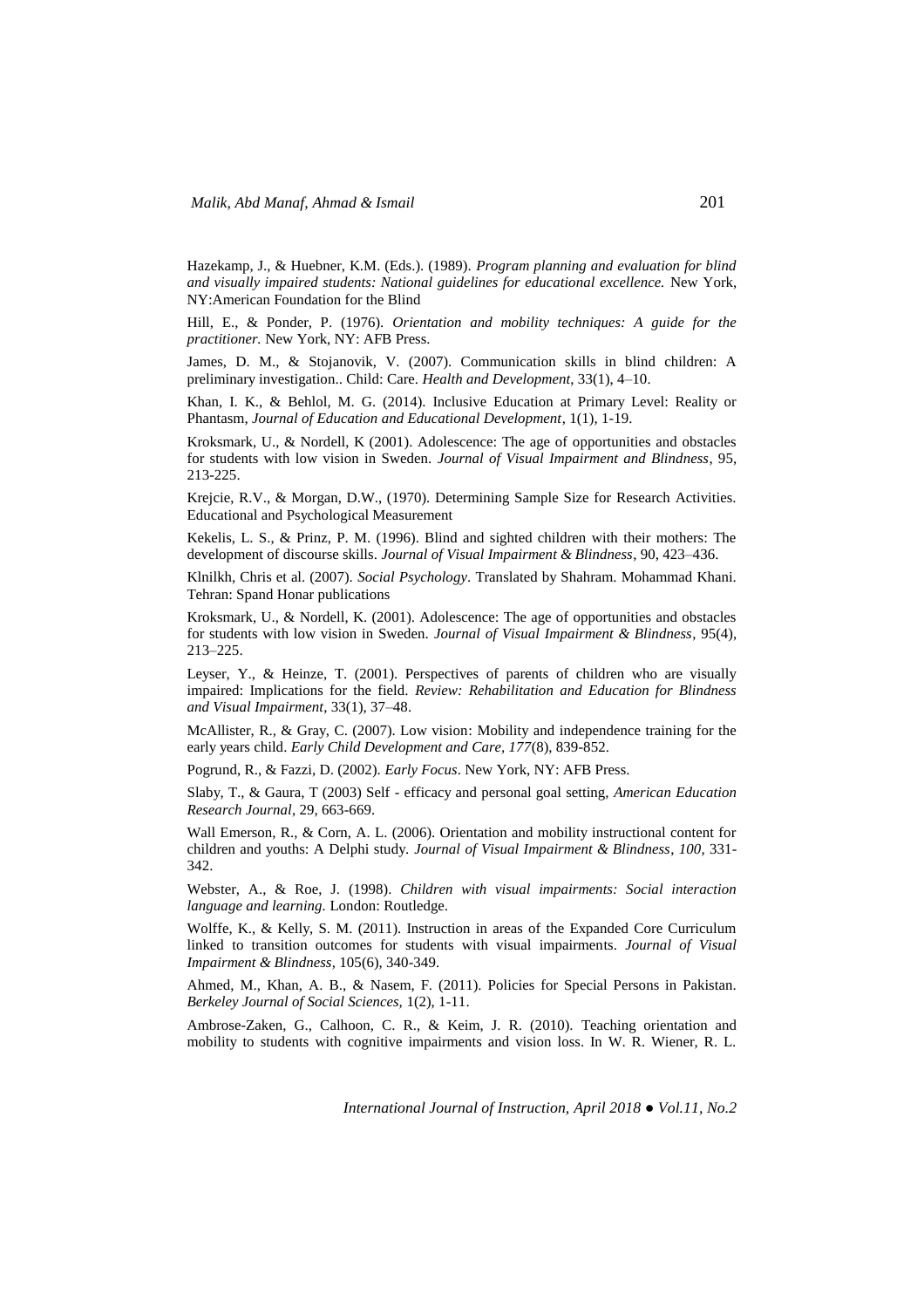Hazekamp, J., & Huebner, K.M. (Eds.). (1989). *Program planning and evaluation for blind and visually impaired students: National guidelines for educational excellence.* New York, NY:American Foundation for the Blind

Hill, E., & Ponder, P. (1976). *Orientation and mobility techniques: A guide for the practitioner.* New York, NY: AFB Press.

James, D. M., & Stojanovik, V. (2007). Communication skills in blind children: A preliminary investigation.. Child: Care. *Health and Development*, 33(1), 4–10.

Khan, I. K., & Behlol, M. G. (2014). Inclusive Education at Primary Level: Reality or Phantasm, *Journal of Education and Educational Development*, 1(1), 1-19.

Kroksmark, U., & Nordell, K (2001). Adolescence: The age of opportunities and obstacles for students with low vision in Sweden. *Journal of Visual Impairment and Blindness*, 95, 213-225.

Krejcie, R.V., & Morgan, D.W., (1970). Determining Sample Size for Research Activities. Educational and Psychological Measurement

Kekelis, L. S., & Prinz, P. M. (1996). Blind and sighted children with their mothers: The development of discourse skills. *Journal of Visual Impairment & Blindness*, 90, 423–436.

Klnilkh, Chris et al. (2007). *Social Psychology*. Translated by Shahram. Mohammad Khani. Tehran: Spand Honar publications

Kroksmark, U., & Nordell, K. (2001). Adolescence: The age of opportunities and obstacles for students with low vision in Sweden. *Journal of Visual Impairment & Blindness*, 95(4), 213–225.

Leyser, Y., & Heinze, T. (2001). Perspectives of parents of children who are visually impaired: Implications for the field. *Review: Rehabilitation and Education for Blindness and Visual Impairment*, 33(1), 37–48.

McAllister, R., & Gray, C. (2007). Low vision: Mobility and independence training for the early years child. *Early Child Development and Care*, *177*(8), 839-852.

Pogrund, R., & Fazzi, D. (2002). *Early Focus*. New York, NY: AFB Press.

Slaby, T., & Gaura, T (2003) Self - efficacy and personal goal setting, *American Education Research Journal*, 29, 663-669.

Wall Emerson, R., & Corn, A. L. (2006). Orientation and mobility instructional content for children and youths: A Delphi study. *Journal of Visual Impairment & Blindness*, *100*, 331-342.

Webster, A., & Roe, J. (1998). *Children with visual impairments: Social interaction language and learning*. London: Routledge.

Wolffe, K., & Kelly, S. M. (2011). Instruction in areas of the Expanded Core Curriculum linked to transition outcomes for students with visual impairments. *Journal of Visual Impairment & Blindness*, 105(6), 340-349.

Ahmed, M., Khan, A. B., & Nasem, F. (2011). Policies for Special Persons in Pakistan. *Berkeley Journal of Social Sciences,* 1(2), 1-11.

Ambrose-Zaken, G., Calhoon, C. R., & Keim, J. R. (2010). Teaching orientation and mobility to students with cognitive impairments and vision loss. In W. R. Wiener, R. L.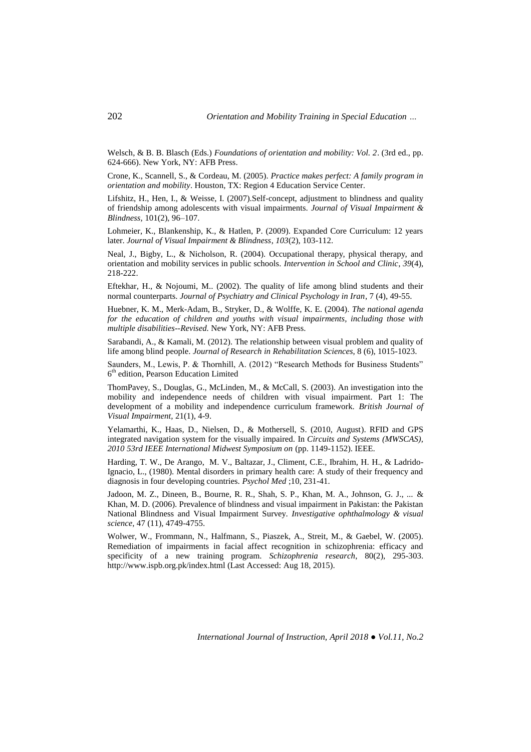Welsch, & B. B. Blasch (Eds.) *Foundations of orientation and mobility: Vol. 2*. (3rd ed., pp. 624-666). New York, NY: AFB Press.

Crone, K., Scannell, S., & Cordeau, M. (2005). *Practice makes perfect: A family program in orientation and mobility*. Houston, TX: Region 4 Education Service Center.

Lifshitz, H., Hen, I., & Weisse, I. (2007).Self-concept, adjustment to blindness and quality of friendship among adolescents with visual impairments. *Journal of Visual Impairment & Blindness*, 101(2), 96–107.

Lohmeier, K., Blankenship, K., & Hatlen, P. (2009). Expanded Core Curriculum: 12 years later. *Journal of Visual Impairment & Blindness*, *103*(2), 103-112.

Neal, J., Bigby, L., & Nicholson, R. (2004). Occupational therapy, physical therapy, and orientation and mobility services in public schools. *Intervention in School and Clinic*, *39*(4), 218-222.

Eftekhar, H., & Nojoumi, M.. (2002). The quality of life among blind students and their normal counterparts. *Journal of Psychiatry and Clinical Psychology in Iran*, 7 (4), 49-55.

Huebner, K. M., Merk-Adam, B., Stryker, D., & Wolffe, K. E. (2004). *The national agenda for the education of children and youths with visual impairments, including those with multiple disabilities--Revised.* New York, NY: AFB Press.

Sarabandi, A., & Kamali, M. (2012). The relationship between visual problem and quality of life among blind people. *Journal of Research in Rehabilitation Sciences*, 8 (6), 1015-1023.

Saunders, M., Lewis, P. & Thornhill, A. (2012) "Research Methods for Business Students" 6th edition, Pearson Education Limited

ThomPavey, S., Douglas, G., McLinden, M., & McCall, S. (2003). An investigation into the mobility and independence needs of children with visual impairment. Part 1: The development of a mobility and independence curriculum framework. *British Journal of Visual Impairment*, 21(1), 4-9.

Yelamarthi, K., Haas, D., Nielsen, D., & Mothersell, S. (2010, August). RFID and GPS integrated navigation system for the visually impaired. In *Circuits and Systems (MWSCAS), 2010 53rd IEEE International Midwest Symposium on* (pp. 1149-1152). IEEE.

Harding, T. W., De Arango, M. V., Baltazar, J., Climent, C.E., Ibrahim, H. H., & Ladrido-Ignacio, L., (1980). Mental disorders in primary health care: A study of their frequency and diagnosis in four developing countries. *Psychol Med* ;10, 231-41.

Jadoon, M. Z., Dineen, B., Bourne, R. R., Shah, S. P., Khan, M. A., Johnson, G. J., ... & Khan, M. D. (2006). Prevalence of blindness and visual impairment in Pakistan: the Pakistan National Blindness and Visual Impairment Survey. *Investigative ophthalmology & visual science*, 47 (11), 4749-4755.

Wolwer, W., Frommann, N., Halfmann, S., Piaszek, A., Streit, M., & Gaebel, W. (2005). Remediation of impairments in facial affect recognition in schizophrenia: efficacy and specificity of a new training program. *Schizophrenia research*, 80(2), 295-303. http://www.ispb.org.pk/index.html (Last Accessed: Aug 18, 2015).